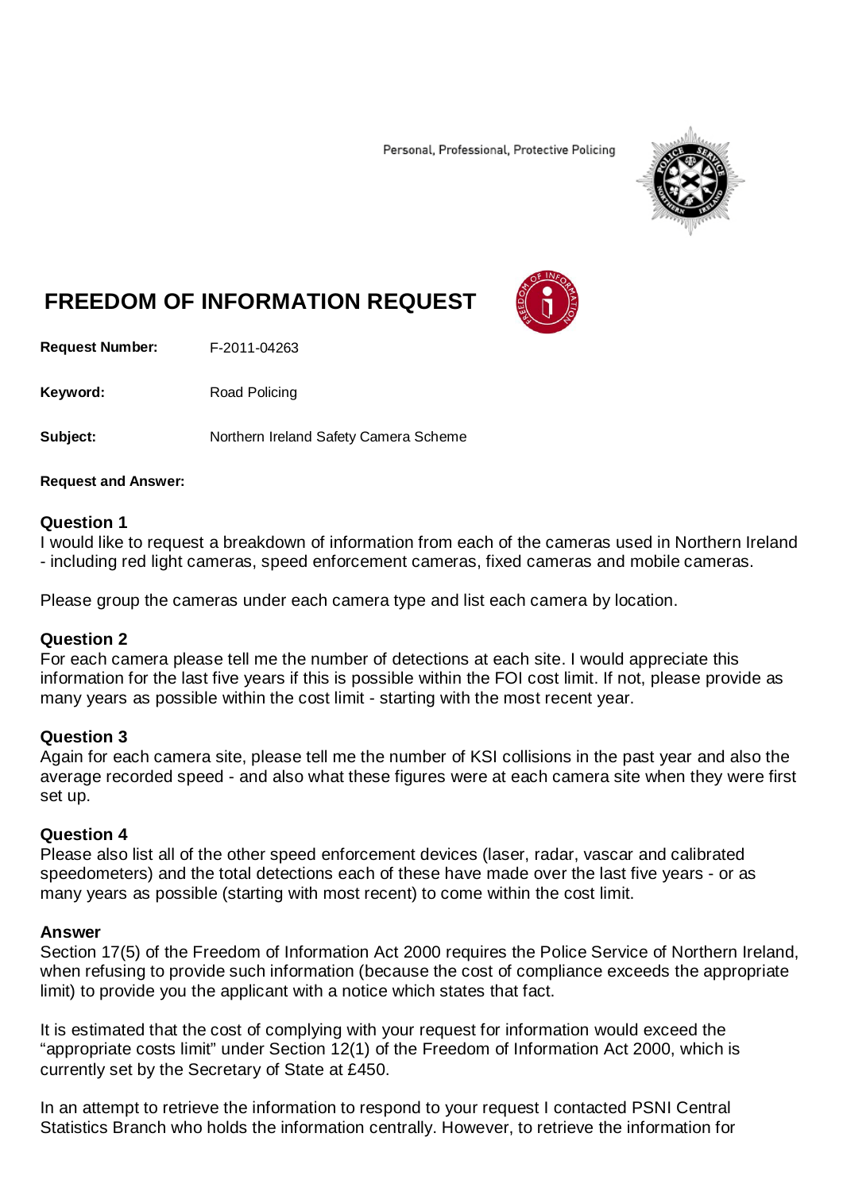Personal, Professional, Protective Policing

# FREEDOM OF INFORMATION REQUEST

**Request Number:** F-2011-04263

**Keyword:** Road Policing

**Subject:** Northern Ireland Safety Camera Scheme

**Request and Answer:**

**Question 1**
I would like to request a breakdown of information from each of the cameras used in Northern Ireland - including red light cameras, speed enforcement cameras, fixed cameras and mobile cameras.

Please group the cameras under each camera type and list each camera by location.

**Question 2**
For each camera please tell me the number of detections at each site. I would appreciate this information for the last five years if this is possible within the FOI cost limit. If not, please provide as many years as possible within the cost limit - starting with the most recent year.

**Question 3**
Again for each camera site, please tell me the number of KSI collisions in the past year and also the average recorded speed - and also what these figures were at each camera site when they were first set up.

**Question 4**
Please also list all of the other speed enforcement devices (laser, radar, vascar and calibrated speedometers) and the total detections each of these have made over the last five years - or as many years as possible (starting with most recent) to come within the cost limit.

**Answer**
Section 17(5) of the Freedom of Information Act 2000 requires the Police Service of Northern Ireland, when refusing to provide such information (because the cost of compliance exceeds the appropriate limit) to provide you the applicant with a notice which states that fact.

It is estimated that the cost of complying with your request for information would exceed the "appropriate costs limit" under Section 12(1) of the Freedom of Information Act 2000, which is currently set by the Secretary of State at £450.

In an attempt to retrieve the information to respond to your request I contacted PSNI Central Statistics Branch who holds the information centrally. However, to retrieve the information for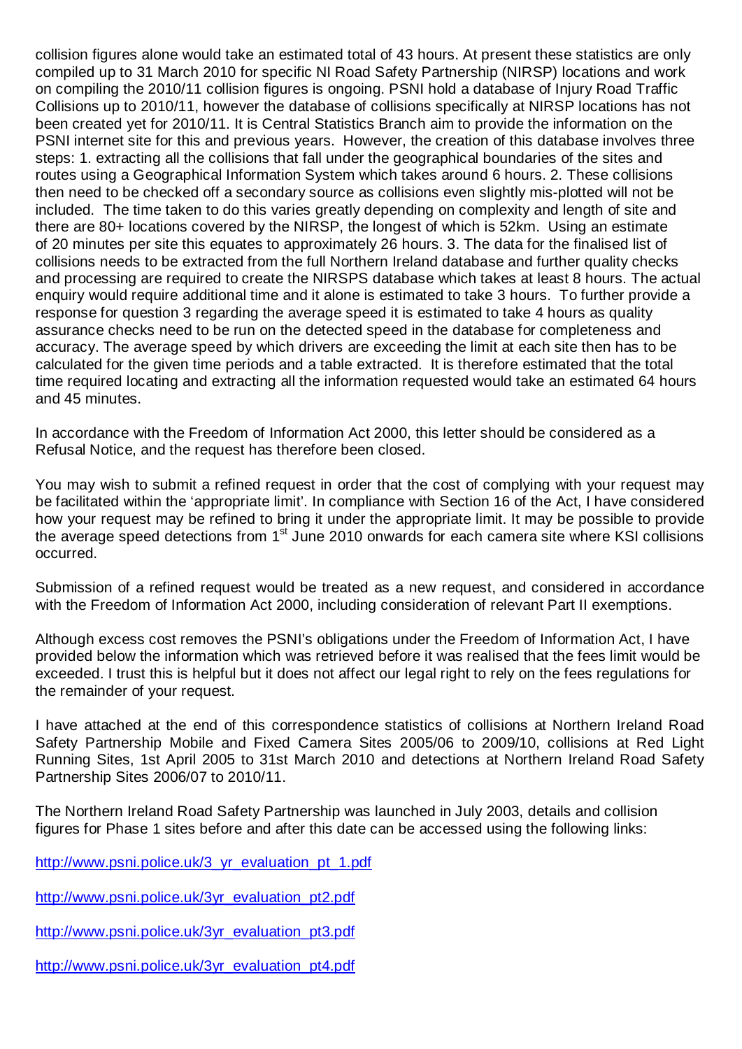collision figures alone would take an estimated total of 43 hours. At present these statistics are only compiled up to 31 March 2010 for specific NI Road Safety Partnership (NIRSP) locations and work on compiling the 2010/11 collision figures is ongoing. PSNI hold a database of Injury Road Traffic Collisions up to 2010/11, however the database of collisions specifically at NIRSP locations has not been created yet for 2010/11. It is Central Statistics Branch aim to provide the information on the PSNI internet site for this and previous years. However, the creation of this database involves three steps: 1. extracting all the collisions that fall under the geographical boundaries of the sites and routes using a Geographical Information System which takes around 6 hours. 2. These collisions then need to be checked off a secondary source as collisions even slightly mis-plotted will not be included. The time taken to do this varies greatly depending on complexity and length of site and there are 80+ locations covered by the NIRSP, the longest of which is 52km. Using an estimate of 20 minutes per site this equates to approximately 26 hours. 3. The data for the finalised list of collisions needs to be extracted from the full Northern Ireland database and further quality checks and processing are required to create the NIRSPS database which takes at least 8 hours. The actual enquiry would require additional time and it alone is estimated to take 3 hours. To further provide a response for question 3 regarding the average speed it is estimated to take 4 hours as quality assurance checks need to be run on the detected speed in the database for completeness and accuracy. The average speed by which drivers are exceeding the limit at each site then has to be calculated for the given time periods and a table extracted. It is therefore estimated that the total time required locating and extracting all the information requested would take an estimated 64 hours and 45 minutes.

In accordance with the Freedom of Information Act 2000, this letter should be considered as a Refusal Notice, and the request has therefore been closed.

You may wish to submit a refined request in order that the cost of complying with your request may be facilitated within the 'appropriate limit'. In compliance with Section 16 of the Act, I have considered how your request may be refined to bring it under the appropriate limit. It may be possible to provide the average speed detections from 1st June 2010 onwards for each camera site where KSI collisions occurred.

Submission of a refined request would be treated as a new request, and considered in accordance with the Freedom of Information Act 2000, including consideration of relevant Part II exemptions.

Although excess cost removes the PSNI's obligations under the Freedom of Information Act, I have provided below the information which was retrieved before it was realised that the fees limit would be exceeded. I trust this is helpful but it does not affect our legal right to rely on the fees regulations for the remainder of your request.

I have attached at the end of this correspondence statistics of collisions at Northern Ireland Road Safety Partnership Mobile and Fixed Camera Sites 2005/06 to 2009/10, collisions at Red Light Running Sites, 1st April 2005 to 31st March 2010 and detections at Northern Ireland Road Safety Partnership Sites 2006/07 to 2010/11.

The Northern Ireland Road Safety Partnership was launched in July 2003, details and collision figures for Phase 1 sites before and after this date can be accessed using the following links:

http://www.psni.police.uk/3_yr_evaluation_pt_1.pdf

http://www.psni.police.uk/3yr_evaluation_pt2.pdf

http://www.psni.police.uk/3yr_evaluation_pt3.pdf

http://www.psni.police.uk/3yr_evaluation_pt4.pdf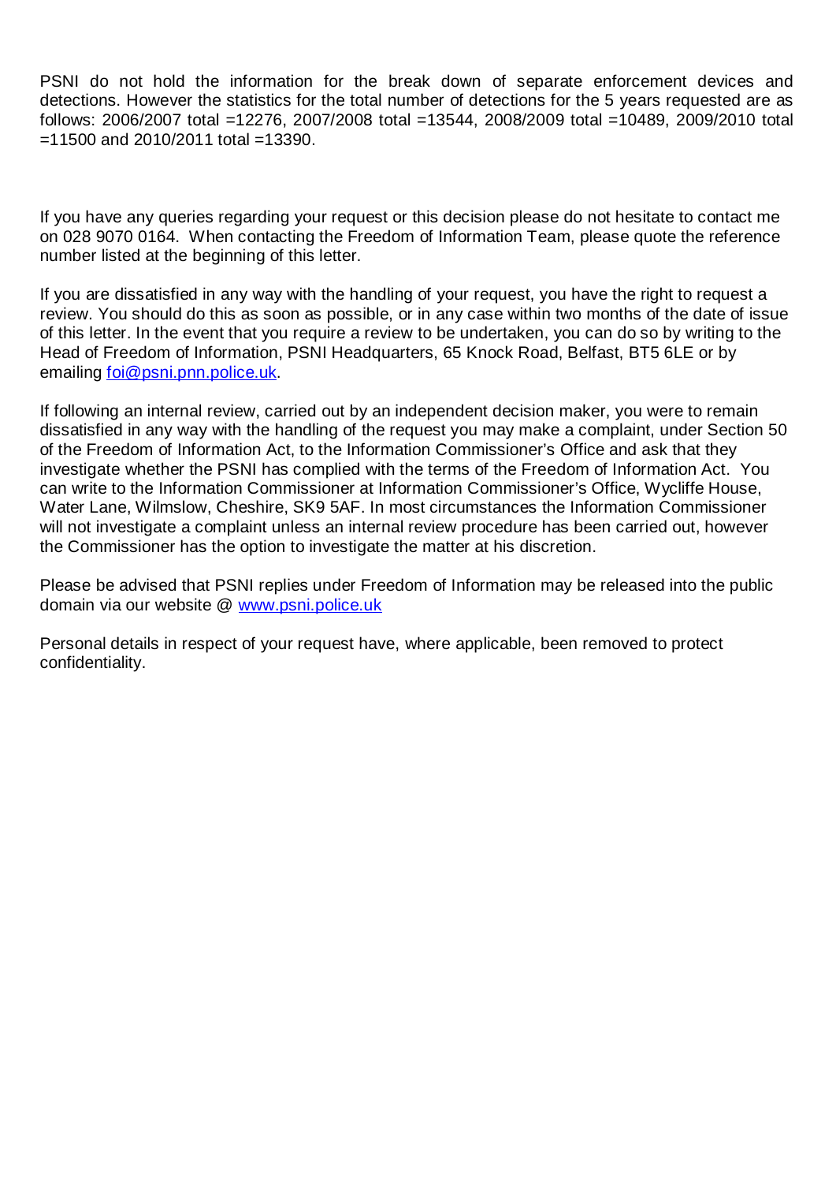PSNI do not hold the information for the break down of separate enforcement devices and detections. However the statistics for the total number of detections for the 5 years requested are as follows: 2006/2007 total =12276, 2007/2008 total =13544, 2008/2009 total =10489, 2009/2010 total =11500 and 2010/2011 total =13390.

If you have any queries regarding your request or this decision please do not hesitate to contact me on 028 9070 0164. When contacting the Freedom of Information Team, please quote the reference number listed at the beginning of this letter.

If you are dissatisfied in any way with the handling of your request, you have the right to request a review. You should do this as soon as possible, or in any case within two months of the date of issue of this letter. In the event that you require a review to be undertaken, you can do so by writing to the Head of Freedom of Information, PSNI Headquarters, 65 Knock Road, Belfast, BT5 6LE or by emailing foi@psni.pnn.police.uk.

If following an internal review, carried out by an independent decision maker, you were to remain dissatisfied in any way with the handling of the request you may make a complaint, under Section 50 of the Freedom of Information Act, to the Information Commissioner's Office and ask that they investigate whether the PSNI has complied with the terms of the Freedom of Information Act. You can write to the Information Commissioner at Information Commissioner's Office, Wycliffe House, Water Lane, Wilmslow, Cheshire, SK9 5AF. In most circumstances the Information Commissioner will not investigate a complaint unless an internal review procedure has been carried out, however the Commissioner has the option to investigate the matter at his discretion.

Please be advised that PSNI replies under Freedom of Information may be released into the public domain via our website @ www.psni.police.uk

Personal details in respect of your request have, where applicable, been removed to protect confidentiality.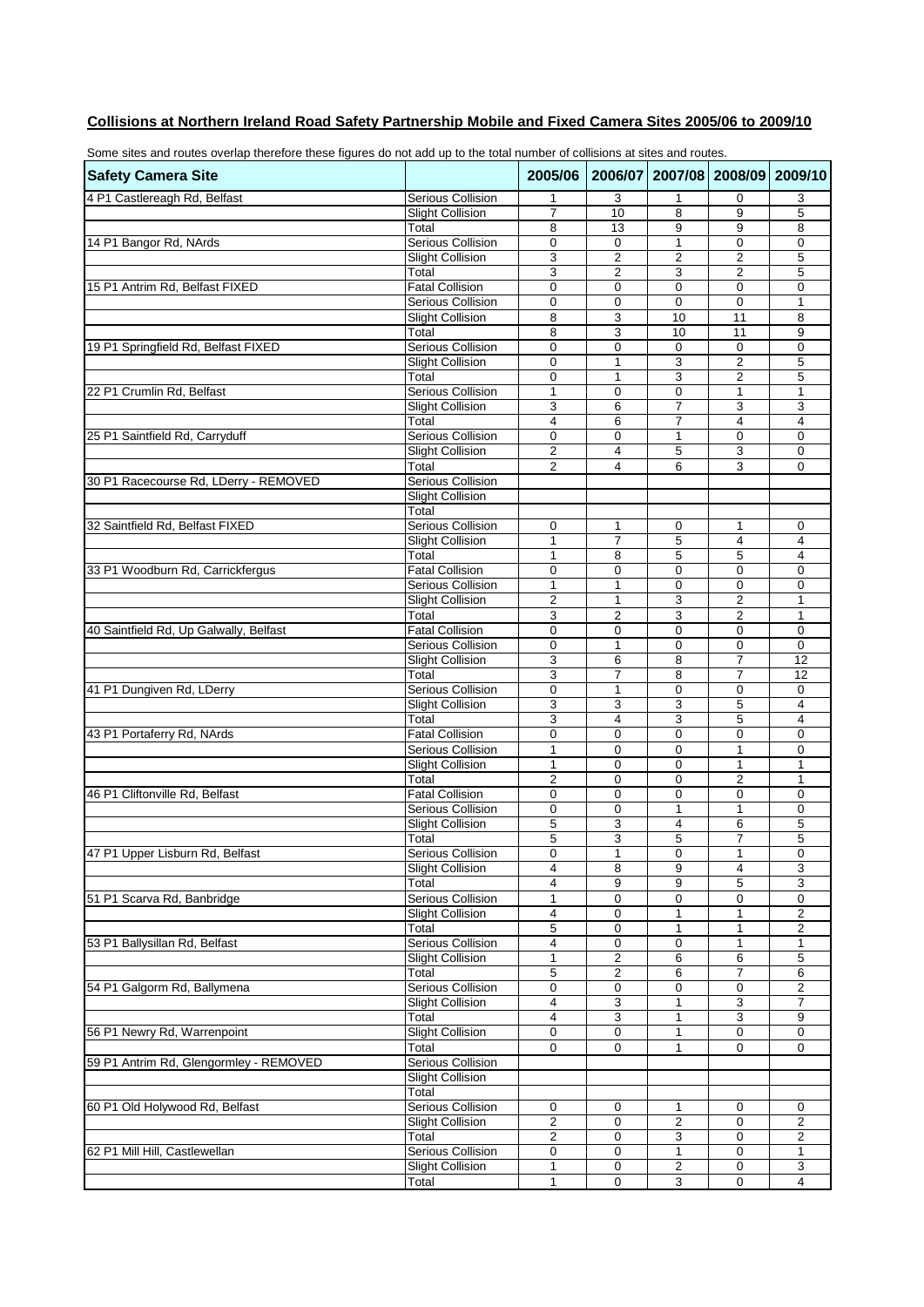## Collisions at Northern Ireland Road Safety Partnership Mobile and Fixed Camera Sites 2005/06 to 2009/10

Some sites and routes overlap therefore these figures do not add up to the total number of collisions at sites and routes.

| Safety Camera Site | | 2005/06 | 2006/07 | 2007/08 | 2008/09 | 2009/10 |
|---|---|---|---|---|---|---|
| 4 P1 Castlereagh Rd, Belfast | Serious Collision | 1 | 3 | 1 | 0 | 3 |
| | Slight Collision | 7 | 10 | 8 | 9 | 5 |
| | Total | 8 | 13 | 9 | 9 | 8 |
| 14 P1 Bangor Rd, NArds | Serious Collision | 0 | 0 | 1 | 0 | 0 |
| | Slight Collision | 3 | 2 | 2 | 2 | 5 |
| | Total | 3 | 2 | 3 | 2 | 5 |
| 15 P1 Antrim Rd, Belfast FIXED | Fatal Collision | 0 | 0 | 0 | 0 | 0 |
| | Serious Collision | 0 | 0 | 0 | 0 | 1 |
| | Slight Collision | 8 | 3 | 10 | 11 | 8 |
| | Total | 8 | 3 | 10 | 11 | 9 |
| 19 P1 Springfield Rd, Belfast FIXED | Serious Collision | 0 | 0 | 0 | 0 | 0 |
| | Slight Collision | 0 | 1 | 3 | 2 | 5 |
| | Total | 0 | 1 | 3 | 2 | 5 |
| 22 P1 Crumlin Rd, Belfast | Serious Collision | 1 | 0 | 0 | 1 | 1 |
| | Slight Collision | 3 | 6 | 7 | 3 | 3 |
| | Total | 4 | 6 | 7 | 4 | 4 |
| 25 P1 Saintfield Rd, Carryduff | Serious Collision | 0 | 0 | 1 | 0 | 0 |
| | Slight Collision | 2 | 4 | 5 | 3 | 0 |
| | Total | 2 | 4 | 6 | 3 | 0 |
| 30 P1 Racecourse Rd, LDerry - REMOVED | Serious Collision | | | | | |
| | Slight Collision | | | | | |
| | Total | | | | | |
| 32 Saintfield Rd, Belfast FIXED | Serious Collision | 0 | 1 | 0 | 1 | 0 |
| | Slight Collision | 1 | 7 | 5 | 4 | 4 |
| | Total | 1 | 8 | 5 | 5 | 4 |
| 33 P1 Woodburn Rd, Carrickfergus | Fatal Collision | 0 | 0 | 0 | 0 | 0 |
| | Serious Collision | 1 | 1 | 0 | 0 | 0 |
| | Slight Collision | 2 | 1 | 3 | 2 | 1 |
| | Total | 3 | 2 | 3 | 2 | 1 |
| 40 Saintfield Rd, Up Galwally, Belfast | Fatal Collision | 0 | 0 | 0 | 0 | 0 |
| | Serious Collision | 0 | 1 | 0 | 0 | 0 |
| | Slight Collision | 3 | 6 | 8 | 7 | 12 |
| | Total | 3 | 7 | 8 | 7 | 12 |
| 41 P1 Dungiven Rd, LDerry | Serious Collision | 0 | 1 | 0 | 0 | 0 |
| | Slight Collision | 3 | 3 | 3 | 5 | 4 |
| | Total | 3 | 4 | 3 | 5 | 4 |
| 43 P1 Portaferry Rd, NArds | Fatal Collision | 0 | 0 | 0 | 0 | 0 |
| | Serious Collision | 1 | 0 | 0 | 1 | 0 |
| | Slight Collision | 1 | 0 | 0 | 1 | 1 |
| | Total | 2 | 0 | 0 | 2 | 1 |
| 46 P1 Cliftonville Rd, Belfast | Fatal Collision | 0 | 0 | 0 | 0 | 0 |
| | Serious Collision | 0 | 0 | 1 | 1 | 0 |
| | Slight Collision | 5 | 3 | 4 | 6 | 5 |
| | Total | 5 | 3 | 5 | 7 | 5 |
| 47 P1 Upper Lisburn Rd, Belfast | Serious Collision | 0 | 1 | 0 | 1 | 0 |
| | Slight Collision | 4 | 8 | 9 | 4 | 3 |
| | Total | 4 | 9 | 9 | 5 | 3 |
| 51 P1 Scarva Rd, Banbridge | Serious Collision | 1 | 0 | 0 | 0 | 0 |
| | Slight Collision | 4 | 0 | 1 | 1 | 2 |
| | Total | 5 | 0 | 1 | 1 | 2 |
| 53 P1 Ballysillan Rd, Belfast | Serious Collision | 4 | 0 | 0 | 1 | 1 |
| | Slight Collision | 1 | 2 | 6 | 6 | 5 |
| | Total | 5 | 2 | 6 | 7 | 6 |
| 54 P1 Galgorm Rd, Ballymena | Serious Collision | 0 | 0 | 0 | 0 | 2 |
| | Slight Collision | 4 | 3 | 1 | 3 | 7 |
| | Total | 4 | 3 | 1 | 3 | 9 |
| 56 P1 Newry Rd, Warrenpoint | Slight Collision | 0 | 0 | 1 | 0 | 0 |
| | Total | 0 | 0 | 1 | 0 | 0 |
| 59 P1 Antrim Rd, Glengormley - REMOVED | Serious Collision | | | | | |
| | Slight Collision | | | | | |
| | Total | | | | | |
| 60 P1 Old Holywood Rd, Belfast | Serious Collision | 0 | 0 | 1 | 0 | 0 |
| | Slight Collision | 2 | 0 | 2 | 0 | 2 |
| | Total | 2 | 0 | 3 | 0 | 2 |
| 62 P1 Mill Hill, Castlewellan | Serious Collision | 0 | 0 | 1 | 0 | 1 |
| | Slight Collision | 1 | 0 | 2 | 0 | 3 |
| | Total | 1 | 0 | 3 | 0 | 4 |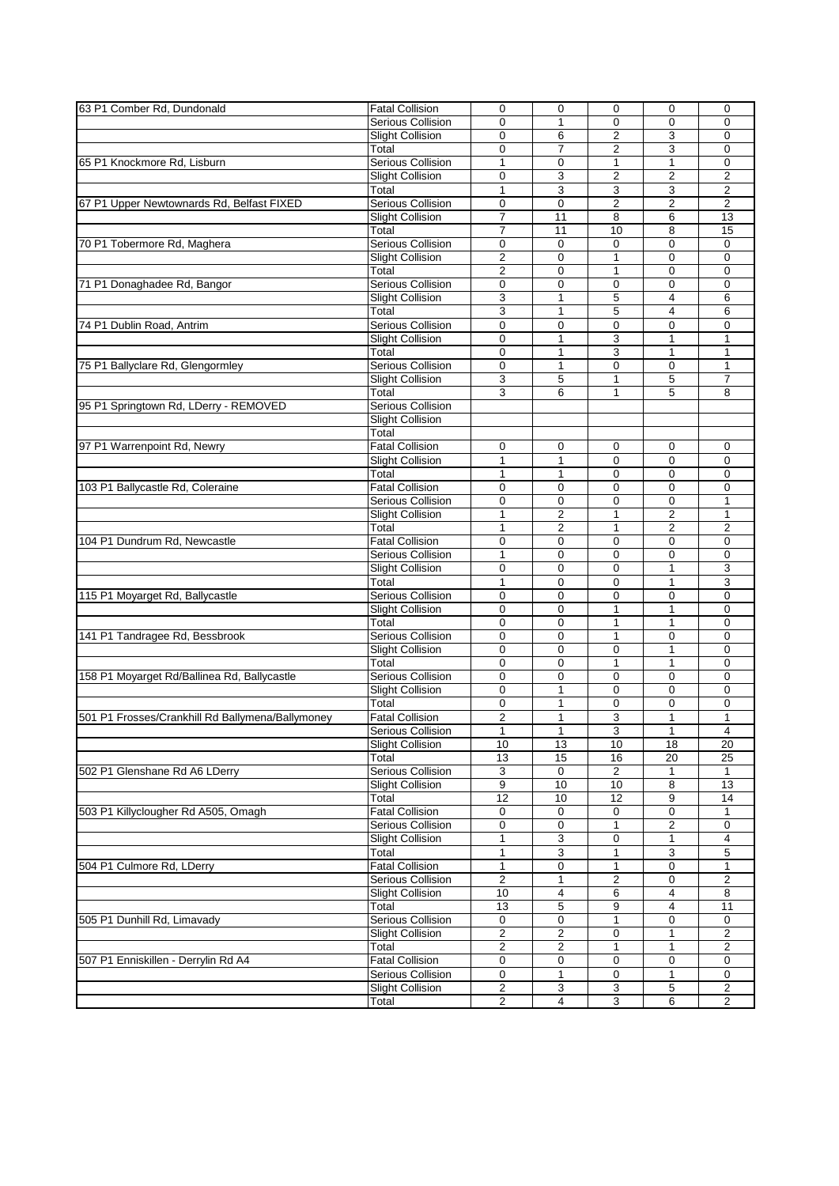| | | | | | | |
|---|---|---|---|---|---|---|
| 63 P1 Comber Rd, Dundonald | Fatal Collision | 0 | 0 | 0 | 0 | 0 |
| | Serious Collision | 0 | 1 | 0 | 0 | 0 |
| | Slight Collision | 0 | 6 | 2 | 3 | 0 |
| | Total | 0 | 7 | 2 | 3 | 0 |
| 65 P1 Knockmore Rd, Lisburn | Serious Collision | 1 | 0 | 1 | 1 | 0 |
| | Slight Collision | 0 | 3 | 2 | 2 | 2 |
| | Total | 1 | 3 | 3 | 3 | 2 |
| 67 P1 Upper Newtownards Rd, Belfast FIXED | Serious Collision | 0 | 0 | 2 | 2 | 2 |
| | Slight Collision | 7 | 11 | 8 | 6 | 13 |
| | Total | 7 | 11 | 10 | 8 | 15 |
| 70 P1 Tobermore Rd, Maghera | Serious Collision | 0 | 0 | 0 | 0 | 0 |
| | Slight Collision | 2 | 0 | 1 | 0 | 0 |
| | Total | 2 | 0 | 1 | 0 | 0 |
| 71 P1 Donaghadee Rd, Bangor | Serious Collision | 0 | 0 | 0 | 0 | 0 |
| | Slight Collision | 3 | 1 | 5 | 4 | 6 |
| | Total | 3 | 1 | 5 | 4 | 6 |
| 74 P1 Dublin Road, Antrim | Serious Collision | 0 | 0 | 0 | 0 | 0 |
| | Slight Collision | 0 | 1 | 3 | 1 | 1 |
| | Total | 0 | 1 | 3 | 1 | 1 |
| 75 P1 Ballyclare Rd, Glengormley | Serious Collision | 0 | 1 | 0 | 0 | 1 |
| | Slight Collision | 3 | 5 | 1 | 5 | 7 |
| | Total | 3 | 6 | 1 | 5 | 8 |
| 95 P1 Springtown Rd, LDerry - REMOVED | Serious Collision | | | | | |
| | Slight Collision | | | | | |
| | Total | | | | | |
| 97 P1 Warrenpoint Rd, Newry | Fatal Collision | 0 | 0 | 0 | 0 | 0 |
| | Slight Collision | 1 | 1 | 0 | 0 | 0 |
| | Total | 1 | 1 | 0 | 0 | 0 |
| 103 P1 Ballycastle Rd, Coleraine | Fatal Collision | 0 | 0 | 0 | 0 | 0 |
| | Serious Collision | 0 | 0 | 0 | 0 | 1 |
| | Slight Collision | 1 | 2 | 1 | 2 | 1 |
| | Total | 1 | 2 | 1 | 2 | 2 |
| 104 P1 Dundrum Rd, Newcastle | Fatal Collision | 0 | 0 | 0 | 0 | 0 |
| | Serious Collision | 1 | 0 | 0 | 0 | 0 |
| | Slight Collision | 0 | 0 | 0 | 1 | 3 |
| | Total | 1 | 0 | 0 | 1 | 3 |
| 115 P1 Moyarget Rd, Ballycastle | Serious Collision | 0 | 0 | 0 | 0 | 0 |
| | Slight Collision | 0 | 0 | 1 | 1 | 0 |
| | Total | 0 | 0 | 1 | 1 | 0 |
| 141 P1 Tandragee Rd, Bessbrook | Serious Collision | 0 | 0 | 1 | 0 | 0 |
| | Slight Collision | 0 | 0 | 0 | 1 | 0 |
| | Total | 0 | 0 | 1 | 1 | 0 |
| 158 P1 Moyarget Rd/Ballinea Rd, Ballycastle | Serious Collision | 0 | 0 | 0 | 0 | 0 |
| | Slight Collision | 0 | 1 | 0 | 0 | 0 |
| | Total | 0 | 1 | 0 | 0 | 0 |
| 501 P1 Frosses/Crankhill Rd Ballymena/Ballymoney | Fatal Collision | 2 | 1 | 3 | 1 | 1 |
| | Serious Collision | 1 | 1 | 3 | 1 | 4 |
| | Slight Collision | 10 | 13 | 10 | 18 | 20 |
| | Total | 13 | 15 | 16 | 20 | 25 |
| 502 P1 Glenshane Rd A6 LDerry | Serious Collision | 3 | 0 | 2 | 1 | 1 |
| | Slight Collision | 9 | 10 | 10 | 8 | 13 |
| | Total | 12 | 10 | 12 | 9 | 14 |
| 503 P1 Killyclougher Rd A505, Omagh | Fatal Collision | 0 | 0 | 0 | 0 | 1 |
| | Serious Collision | 0 | 0 | 1 | 2 | 0 |
| | Slight Collision | 1 | 3 | 0 | 1 | 4 |
| | Total | 1 | 3 | 1 | 3 | 5 |
| 504 P1 Culmore Rd, LDerry | Fatal Collision | 1 | 0 | 1 | 0 | 1 |
| | Serious Collision | 2 | 1 | 2 | 0 | 2 |
| | Slight Collision | 10 | 4 | 6 | 4 | 8 |
| | Total | 13 | 5 | 9 | 4 | 11 |
| 505 P1 Dunhill Rd, Limavady | Serious Collision | 0 | 0 | 1 | 0 | 0 |
| | Slight Collision | 2 | 2 | 0 | 1 | 2 |
| | Total | 2 | 2 | 1 | 1 | 2 |
| 507 P1 Enniskillen - Derrylin Rd A4 | Fatal Collision | 0 | 0 | 0 | 0 | 0 |
| | Serious Collision | 0 | 1 | 0 | 1 | 0 |
| | Slight Collision | 2 | 3 | 3 | 5 | 2 |
| | Total | 2 | 4 | 3 | 6 | 2 |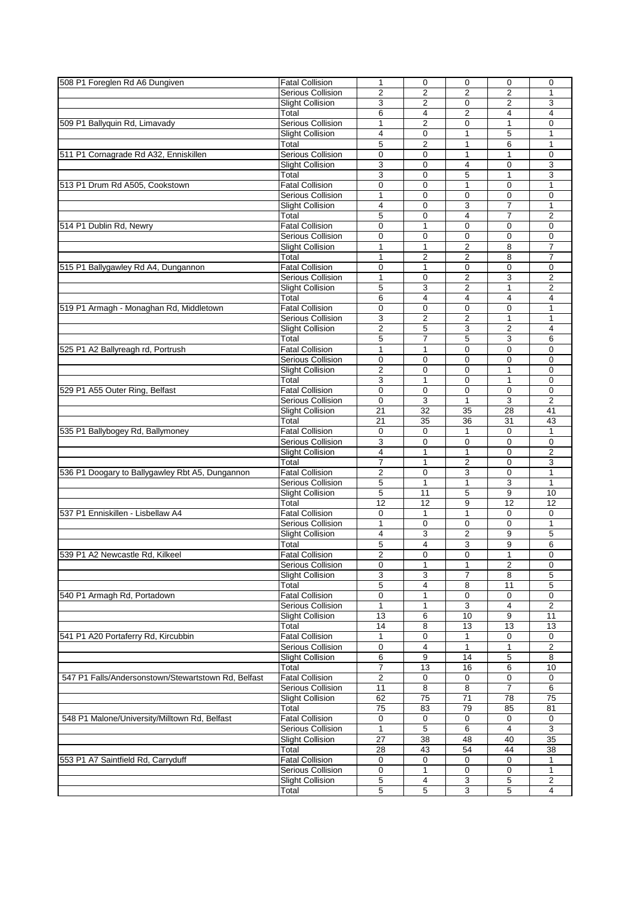| | | | | | | |
|---|---|---|---|---|---|---|
| 508 P1 Foreglen Rd A6 Dungiven | Fatal Collision | 1 | 0 | 0 | 0 | 0 |
| | Serious Collision | 2 | 2 | 2 | 2 | 1 |
| | Slight Collision | 3 | 2 | 0 | 2 | 3 |
| | Total | 6 | 4 | 2 | 4 | 4 |
| 509 P1 Ballyquin Rd, Limavady | Serious Collision | 1 | 2 | 0 | 1 | 0 |
| | Slight Collision | 4 | 0 | 1 | 5 | 1 |
| | Total | 5 | 2 | 1 | 6 | 1 |
| 511 P1 Cornagrade Rd A32, Enniskillen | Serious Collision | 0 | 0 | 1 | 1 | 0 |
| | Slight Collision | 3 | 0 | 4 | 0 | 3 |
| | Total | 3 | 0 | 5 | 1 | 3 |
| 513 P1 Drum Rd A505, Cookstown | Fatal Collision | 0 | 0 | 1 | 0 | 1 |
| | Serious Collision | 1 | 0 | 0 | 0 | 0 |
| | Slight Collision | 4 | 0 | 3 | 7 | 1 |
| | Total | 5 | 0 | 4 | 7 | 2 |
| 514 P1 Dublin Rd, Newry | Fatal Collision | 0 | 1 | 0 | 0 | 0 |
| | Serious Collision | 0 | 0 | 0 | 0 | 0 |
| | Slight Collision | 1 | 1 | 2 | 8 | 7 |
| | Total | 1 | 2 | 2 | 8 | 7 |
| 515 P1 Ballygawley Rd A4, Dungannon | Fatal Collision | 0 | 1 | 0 | 0 | 0 |
| | Serious Collision | 1 | 0 | 2 | 3 | 2 |
| | Slight Collision | 5 | 3 | 2 | 1 | 2 |
| | Total | 6 | 4 | 4 | 4 | 4 |
| 519 P1 Armagh - Monaghan Rd, Middletown | Fatal Collision | 0 | 0 | 0 | 0 | 1 |
| | Serious Collision | 3 | 2 | 2 | 1 | 1 |
| | Slight Collision | 2 | 5 | 3 | 2 | 4 |
| | Total | 5 | 7 | 5 | 3 | 6 |
| 525 P1 A2 Ballyreagh rd, Portrush | Fatal Collision | 1 | 1 | 0 | 0 | 0 |
| | Serious Collision | 0 | 0 | 0 | 0 | 0 |
| | Slight Collision | 2 | 0 | 0 | 1 | 0 |
| | Total | 3 | 1 | 0 | 1 | 0 |
| 529 P1 A55 Outer Ring, Belfast | Fatal Collision | 0 | 0 | 0 | 0 | 0 |
| | Serious Collision | 0 | 3 | 1 | 3 | 2 |
| | Slight Collision | 21 | 32 | 35 | 28 | 41 |
| | Total | 21 | 35 | 36 | 31 | 43 |
| 535 P1 Ballybogey Rd, Ballymoney | Fatal Collision | 0 | 0 | 1 | 0 | 1 |
| | Serious Collision | 3 | 0 | 0 | 0 | 0 |
| | Slight Collision | 4 | 1 | 1 | 0 | 2 |
| | Total | 7 | 1 | 2 | 0 | 3 |
| 536 P1 Doogary to Ballygawley Rbt A5, Dungannon | Fatal Collision | 2 | 0 | 3 | 0 | 1 |
| | Serious Collision | 5 | 1 | 1 | 3 | 1 |
| | Slight Collision | 5 | 11 | 5 | 9 | 10 |
| | Total | 12 | 12 | 9 | 12 | 12 |
| 537 P1 Enniskillen - Lisbellaw A4 | Fatal Collision | 0 | 1 | 1 | 0 | 0 |
| | Serious Collision | 1 | 0 | 0 | 0 | 1 |
| | Slight Collision | 4 | 3 | 2 | 9 | 5 |
| | Total | 5 | 4 | 3 | 9 | 6 |
| 539 P1 A2 Newcastle Rd, Kilkeel | Fatal Collision | 2 | 0 | 0 | 1 | 0 |
| | Serious Collision | 0 | 1 | 1 | 2 | 0 |
| | Slight Collision | 3 | 3 | 7 | 8 | 5 |
| | Total | 5 | 4 | 8 | 11 | 5 |
| 540 P1 Armagh Rd, Portadown | Fatal Collision | 0 | 1 | 0 | 0 | 0 |
| | Serious Collision | 1 | 1 | 3 | 4 | 2 |
| | Slight Collision | 13 | 6 | 10 | 9 | 11 |
| | Total | 14 | 8 | 13 | 13 | 13 |
| 541 P1 A20 Portaferry Rd, Kircubbin | Fatal Collision | 1 | 0 | 1 | 0 | 0 |
| | Serious Collision | 0 | 4 | 1 | 1 | 2 |
| | Slight Collision | 6 | 9 | 14 | 5 | 8 |
| | Total | 7 | 13 | 16 | 6 | 10 |
| 547 P1 Falls/Andersonstown/Stewartstown Rd, Belfast | Fatal Collision | 2 | 0 | 0 | 0 | 0 |
| | Serious Collision | 11 | 8 | 8 | 7 | 6 |
| | Slight Collision | 62 | 75 | 71 | 78 | 75 |
| | Total | 75 | 83 | 79 | 85 | 81 |
| 548 P1 Malone/University/Milltown Rd, Belfast | Fatal Collision | 0 | 0 | 0 | 0 | 0 |
| | Serious Collision | 1 | 5 | 6 | 4 | 3 |
| | Slight Collision | 27 | 38 | 48 | 40 | 35 |
| | Total | 28 | 43 | 54 | 44 | 38 |
| 553 P1 A7 Saintfield Rd, Carryduff | Fatal Collision | 0 | 0 | 0 | 0 | 1 |
| | Serious Collision | 0 | 1 | 0 | 0 | 1 |
| | Slight Collision | 5 | 4 | 3 | 5 | 2 |
| | Total | 5 | 5 | 3 | 5 | 4 |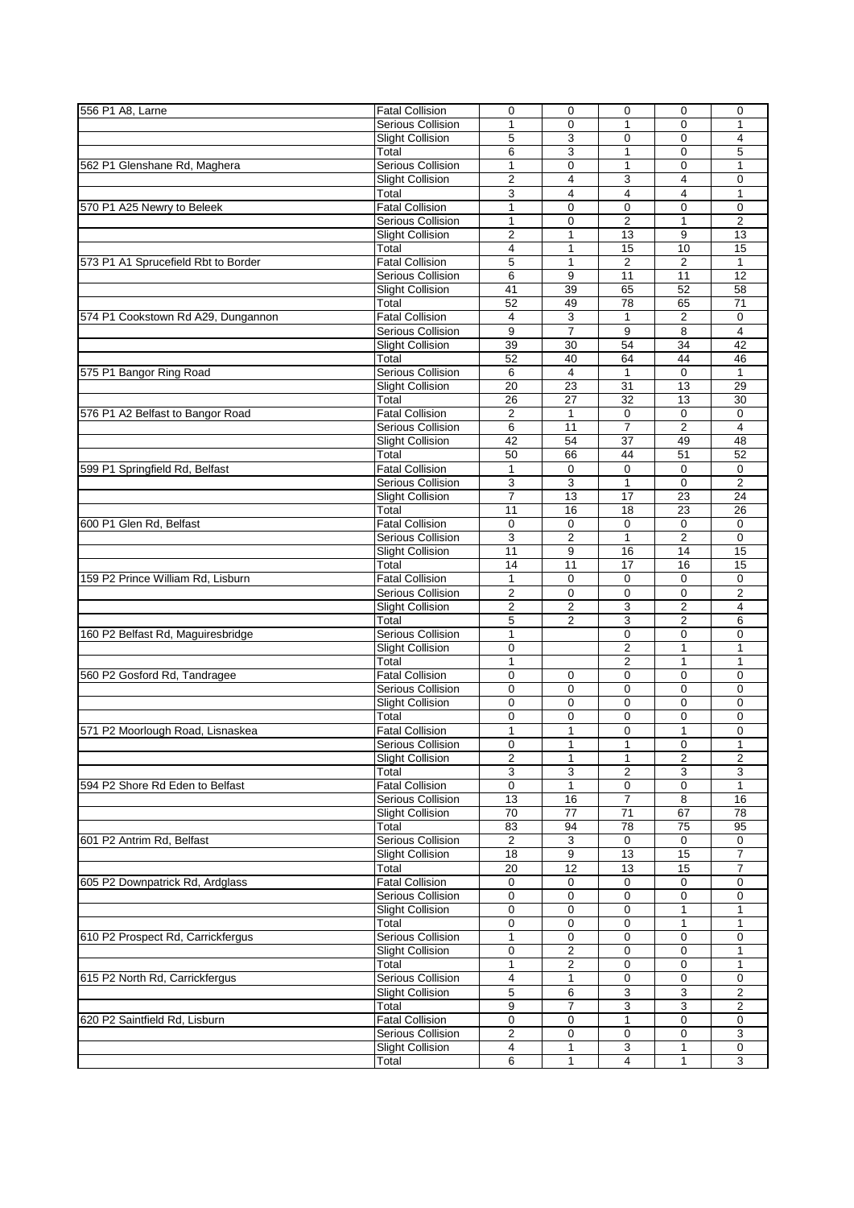| | | | | | | |
|---|---|---|---|---|---|---|
| 556 P1 A8, Larne | Fatal Collision | 0 | 0 | 0 | 0 | 0 |
| | Serious Collision | 1 | 0 | 1 | 0 | 1 |
| | Slight Collision | 5 | 3 | 0 | 0 | 4 |
| | Total | 6 | 3 | 1 | 0 | 5 |
| 562 P1 Glenshane Rd, Maghera | Serious Collision | 1 | 0 | 1 | 0 | 1 |
| | Slight Collision | 2 | 4 | 3 | 4 | 0 |
| | Total | 3 | 4 | 4 | 4 | 1 |
| 570 P1 A25 Newry to Beleek | Fatal Collision | 1 | 0 | 0 | 0 | 0 |
| | Serious Collision | 1 | 0 | 2 | 1 | 2 |
| | Slight Collision | 2 | 1 | 13 | 9 | 13 |
| | Total | 4 | 1 | 15 | 10 | 15 |
| 573 P1 A1 Sprucefield Rbt to Border | Fatal Collision | 5 | 1 | 2 | 2 | 1 |
| | Serious Collision | 6 | 9 | 11 | 11 | 12 |
| | Slight Collision | 41 | 39 | 65 | 52 | 58 |
| | Total | 52 | 49 | 78 | 65 | 71 |
| 574 P1 Cookstown Rd A29, Dungannon | Fatal Collision | 4 | 3 | 1 | 2 | 0 |
| | Serious Collision | 9 | 7 | 9 | 8 | 4 |
| | Slight Collision | 39 | 30 | 54 | 34 | 42 |
| | Total | 52 | 40 | 64 | 44 | 46 |
| 575 P1 Bangor Ring Road | Serious Collision | 6 | 4 | 1 | 0 | 1 |
| | Slight Collision | 20 | 23 | 31 | 13 | 29 |
| | Total | 26 | 27 | 32 | 13 | 30 |
| 576 P1 A2 Belfast to Bangor Road | Fatal Collision | 2 | 1 | 0 | 0 | 0 |
| | Serious Collision | 6 | 11 | 7 | 2 | 4 |
| | Slight Collision | 42 | 54 | 37 | 49 | 48 |
| | Total | 50 | 66 | 44 | 51 | 52 |
| 599 P1 Springfield Rd, Belfast | Fatal Collision | 1 | 0 | 0 | 0 | 0 |
| | Serious Collision | 3 | 3 | 1 | 0 | 2 |
| | Slight Collision | 7 | 13 | 17 | 23 | 24 |
| | Total | 11 | 16 | 18 | 23 | 26 |
| 600 P1 Glen Rd, Belfast | Fatal Collision | 0 | 0 | 0 | 0 | 0 |
| | Serious Collision | 3 | 2 | 1 | 2 | 0 |
| | Slight Collision | 11 | 9 | 16 | 14 | 15 |
| | Total | 14 | 11 | 17 | 16 | 15 |
| 159 P2 Prince William Rd, Lisburn | Fatal Collision | 1 | 0 | 0 | 0 | 0 |
| | Serious Collision | 2 | 0 | 0 | 0 | 2 |
| | Slight Collision | 2 | 2 | 3 | 2 | 4 |
| | Total | 5 | 2 | 3 | 2 | 6 |
| 160 P2 Belfast Rd, Maguiresbridge | Serious Collision | 1 | | 0 | 0 | 0 |
| | Slight Collision | 0 | | 2 | 1 | 1 |
| | Total | 1 | | 2 | 1 | 1 |
| 560 P2 Gosford Rd, Tandragee | Fatal Collision | 0 | 0 | 0 | 0 | 0 |
| | Serious Collision | 0 | 0 | 0 | 0 | 0 |
| | Slight Collision | 0 | 0 | 0 | 0 | 0 |
| | Total | 0 | 0 | 0 | 0 | 0 |
| 571 P2 Moorlough Road, Lisnaskea | Fatal Collision | 1 | 1 | 0 | 1 | 0 |
| | Serious Collision | 0 | 1 | 1 | 0 | 1 |
| | Slight Collision | 2 | 1 | 1 | 2 | 2 |
| | Total | 3 | 3 | 2 | 3 | 3 |
| 594 P2 Shore Rd Eden to Belfast | Fatal Collision | 0 | 1 | 0 | 0 | 1 |
| | Serious Collision | 13 | 16 | 7 | 8 | 16 |
| | Slight Collision | 70 | 77 | 71 | 67 | 78 |
| | Total | 83 | 94 | 78 | 75 | 95 |
| 601 P2 Antrim Rd, Belfast | Serious Collision | 2 | 3 | 0 | 0 | 0 |
| | Slight Collision | 18 | 9 | 13 | 15 | 7 |
| | Total | 20 | 12 | 13 | 15 | 7 |
| 605 P2 Downpatrick Rd, Ardglass | Fatal Collision | 0 | 0 | 0 | 0 | 0 |
| | Serious Collision | 0 | 0 | 0 | 0 | 0 |
| | Slight Collision | 0 | 0 | 0 | 1 | 1 |
| | Total | 0 | 0 | 0 | 1 | 1 |
| 610 P2 Prospect Rd, Carrickfergus | Serious Collision | 1 | 0 | 0 | 0 | 0 |
| | Slight Collision | 0 | 2 | 0 | 0 | 1 |
| | Total | 1 | 2 | 0 | 0 | 1 |
| 615 P2 North Rd, Carrickfergus | Serious Collision | 4 | 1 | 0 | 0 | 0 |
| | Slight Collision | 5 | 6 | 3 | 3 | 2 |
| | Total | 9 | 7 | 3 | 3 | 2 |
| 620 P2 Saintfield Rd, Lisburn | Fatal Collision | 0 | 0 | 1 | 0 | 0 |
| | Serious Collision | 2 | 0 | 0 | 0 | 3 |
| | Slight Collision | 4 | 1 | 3 | 1 | 0 |
| | Total | 6 | 1 | 4 | 1 | 3 |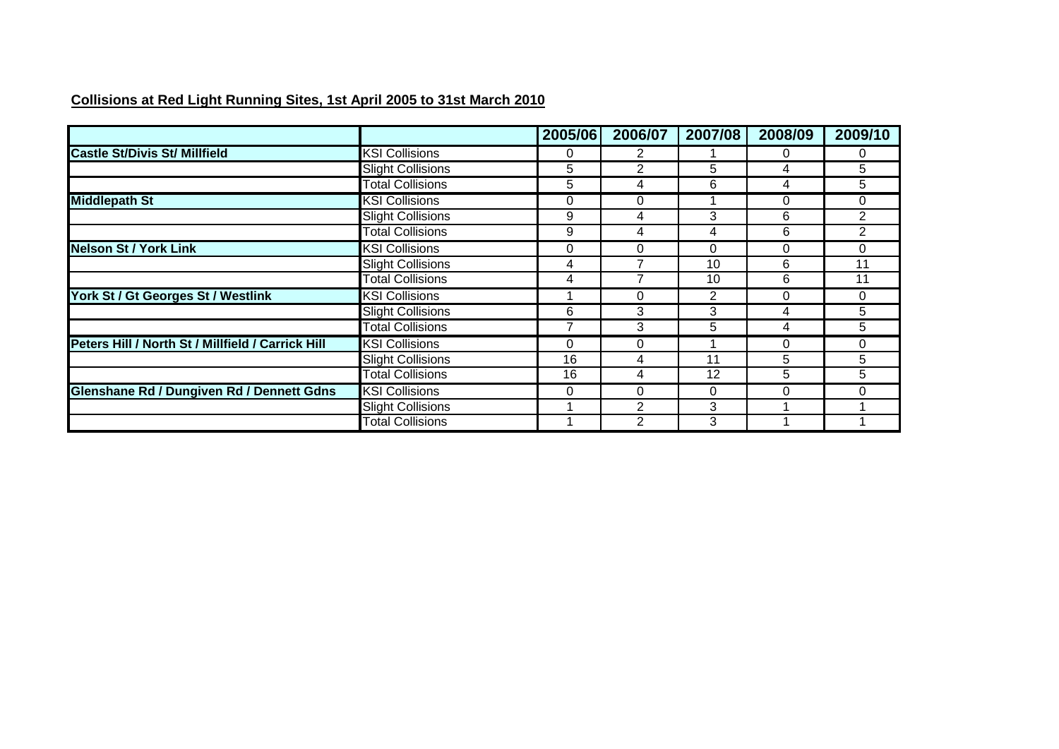**Collisions at Red Light Running Sites, 1st April 2005 to 31st March 2010**

| | | 2005/06 | 2006/07 | 2007/08 | 2008/09 | 2009/10 |
|---|---|---|---|---|---|---|
| **Castle St/Divis St/ Millfield** | KSI Collisions | 0 | 2 | 1 | 0 | 0 |
| | Slight Collisions | 5 | 2 | 5 | 4 | 5 |
| | Total Collisions | 5 | 4 | 6 | 4 | 5 |
| **Middlepath St** | KSI Collisions | 0 | 0 | 1 | 0 | 0 |
| | Slight Collisions | 9 | 4 | 3 | 6 | 2 |
| | Total Collisions | 9 | 4 | 4 | 6 | 2 |
| **Nelson St / York Link** | KSI Collisions | 0 | 0 | 0 | 0 | 0 |
| | Slight Collisions | 4 | 7 | 10 | 6 | 11 |
| | Total Collisions | 4 | 7 | 10 | 6 | 11 |
| **York St / Gt Georges St / Westlink** | KSI Collisions | 1 | 0 | 2 | 0 | 0 |
| | Slight Collisions | 6 | 3 | 3 | 4 | 5 |
| | Total Collisions | 7 | 3 | 5 | 4 | 5 |
| **Peters Hill / North St / Millfield / Carrick Hill** | KSI Collisions | 0 | 0 | 1 | 0 | 0 |
| | Slight Collisions | 16 | 4 | 11 | 5 | 5 |
| | Total Collisions | 16 | 4 | 12 | 5 | 5 |
| **Glenshane Rd / Dungiven Rd / Dennett Gdns** | KSI Collisions | 0 | 0 | 0 | 0 | 0 |
| | Slight Collisions | 1 | 2 | 3 | 1 | 1 |
| | Total Collisions | 1 | 2 | 3 | 1 | 1 |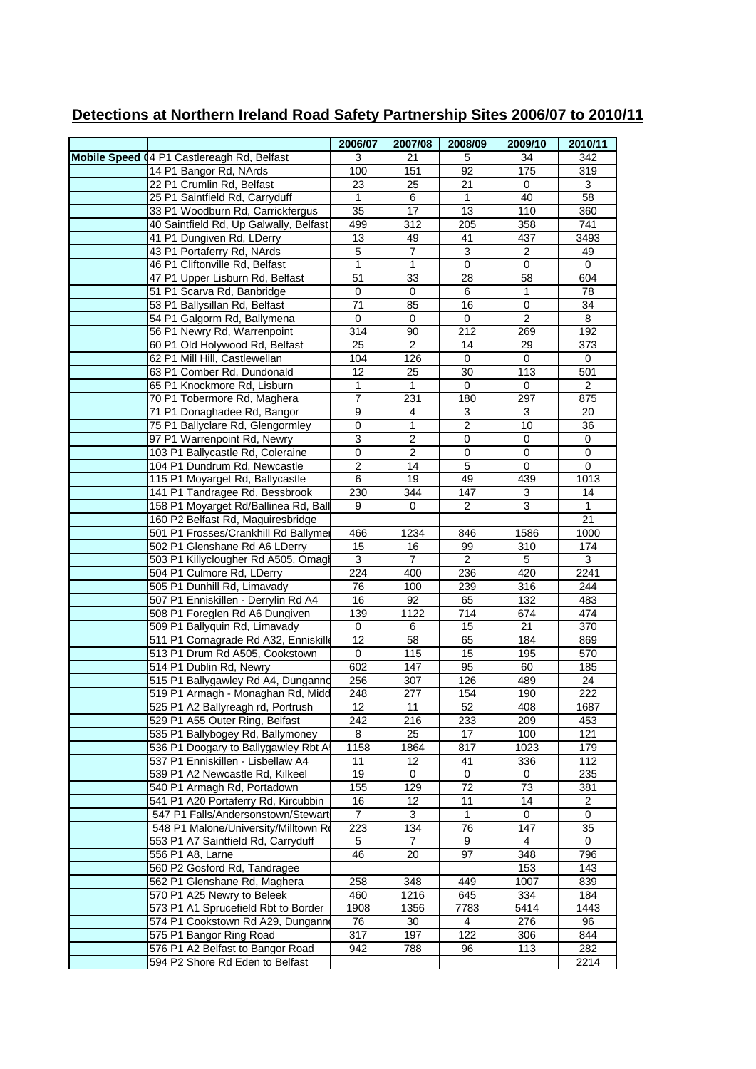## Detections at Northern Ireland Road Safety Partnership Sites 2006/07 to 2010/11

| | | 2006/07 | 2007/08 | 2008/09 | 2009/10 | 2010/11 |
|---|---|---|---|---|---|---|
| Mobile Speed | 4 P1 Castlereagh Rd, Belfast | 3 | 21 | 5 | 34 | 342 |
| | 14 P1 Bangor Rd, NArds | 100 | 151 | 92 | 175 | 319 |
| | 22 P1 Crumlin Rd, Belfast | 23 | 25 | 21 | 0 | 3 |
| | 25 P1 Saintfield Rd, Carryduff | 1 | 6 | 1 | 40 | 58 |
| | 33 P1 Woodburn Rd, Carrickfergus | 35 | 17 | 13 | 110 | 360 |
| | 40 Saintfield Rd, Up Galwally, Belfast | 499 | 312 | 205 | 358 | 741 |
| | 41 P1 Dungiven Rd, LDerry | 13 | 49 | 41 | 437 | 3493 |
| | 43 P1 Portaferry Rd, NArds | 5 | 7 | 3 | 2 | 49 |
| | 46 P1 Cliftonville Rd, Belfast | 1 | 1 | 0 | 0 | 0 |
| | 47 P1 Upper Lisburn Rd, Belfast | 51 | 33 | 28 | 58 | 604 |
| | 51 P1 Scarva Rd, Banbridge | 0 | 0 | 6 | 1 | 78 |
| | 53 P1 Ballysillan Rd, Belfast | 71 | 85 | 16 | 0 | 34 |
| | 54 P1 Galgorm Rd, Ballymena | 0 | 0 | 0 | 2 | 8 |
| | 56 P1 Newry Rd, Warrenpoint | 314 | 90 | 212 | 269 | 192 |
| | 60 P1 Old Holywood Rd, Belfast | 25 | 2 | 14 | 29 | 373 |
| | 62 P1 Mill Hill, Castlewellan | 104 | 126 | 0 | 0 | 0 |
| | 63 P1 Comber Rd, Dundonald | 12 | 25 | 30 | 113 | 501 |
| | 65 P1 Knockmore Rd, Lisburn | 1 | 1 | 0 | 0 | 2 |
| | 70 P1 Tobermore Rd, Maghera | 7 | 231 | 180 | 297 | 875 |
| | 71 P1 Donaghadee Rd, Bangor | 9 | 4 | 3 | 3 | 20 |
| | 75 P1 Ballyclare Rd, Glengormley | 0 | 1 | 2 | 10 | 36 |
| | 97 P1 Warrenpoint Rd, Newry | 3 | 2 | 0 | 0 | 0 |
| | 103 P1 Ballycastle Rd, Coleraine | 0 | 2 | 0 | 0 | 0 |
| | 104 P1 Dundrum Rd, Newcastle | 2 | 14 | 5 | 0 | 0 |
| | 115 P1 Moyarget Rd, Ballycastle | 6 | 19 | 49 | 439 | 1013 |
| | 141 P1 Tandragee Rd, Bessbrook | 230 | 344 | 147 | 3 | 14 |
| | 158 P1 Moyarget Rd/Ballinea Rd, Ball | 9 | 0 | 2 | 3 | 1 |
| | 160 P2 Belfast Rd, Maguiresbridge | | | | | 21 |
| | 501 P1 Frosses/Crankhill Rd Ballyme | 466 | 1234 | 846 | 1586 | 1000 |
| | 502 P1 Glenshane Rd A6 LDerry | 15 | 16 | 99 | 310 | 174 |
| | 503 P1 Killyclougher Rd A505, Omagh | 3 | 7 | 2 | 5 | 3 |
| | 504 P1 Culmore Rd, LDerry | 224 | 400 | 236 | 420 | 2241 |
| | 505 P1 Dunhill Rd, Limavady | 76 | 100 | 239 | 316 | 244 |
| | 507 P1 Enniskillen - Derrylin Rd A4 | 16 | 92 | 65 | 132 | 483 |
| | 508 P1 Foreglen Rd A6 Dungiven | 139 | 1122 | 714 | 674 | 474 |
| | 509 P1 Ballyquin Rd, Limavady | 0 | 6 | 15 | 21 | 370 |
| | 511 P1 Cornagrade Rd A32, Enniskille | 12 | 58 | 65 | 184 | 869 |
| | 513 P1 Drum Rd A505, Cookstown | 0 | 115 | 15 | 195 | 570 |
| | 514 P1 Dublin Rd, Newry | 602 | 147 | 95 | 60 | 185 |
| | 515 P1 Ballygawley Rd A4, Dunganno | 256 | 307 | 126 | 489 | 24 |
| | 519 P1 Armagh - Monaghan Rd, Midd | 248 | 277 | 154 | 190 | 222 |
| | 525 P1 A2 Ballyreagh rd, Portrush | 12 | 11 | 52 | 408 | 1687 |
| | 529 P1 A55 Outer Ring, Belfast | 242 | 216 | 233 | 209 | 453 |
| | 535 P1 Ballybogey Rd, Ballymoney | 8 | 25 | 17 | 100 | 121 |
| | 536 P1 Doogary to Ballygawley Rbt A | 1158 | 1864 | 817 | 1023 | 179 |
| | 537 P1 Enniskillen - Lisbellaw A4 | 11 | 12 | 41 | 336 | 112 |
| | 539 P1 A2 Newcastle Rd, Kilkeel | 19 | 0 | 0 | 0 | 235 |
| | 540 P1 Armagh Rd, Portadown | 155 | 129 | 72 | 73 | 381 |
| | 541 P1 A20 Portaferry Rd, Kircubbin | 16 | 12 | 11 | 14 | 2 |
| | 547 P1 Falls/Andersonstown/Stewart | 7 | 3 | 1 | 0 | 0 |
| | 548 P1 Malone/University/Milltown R | 223 | 134 | 76 | 147 | 35 |
| | 553 P1 A7 Saintfield Rd, Carryduff | 5 | 7 | 9 | 4 | 0 |
| | 556 P1 A8, Larne | 46 | 20 | 97 | 348 | 796 |
| | 560 P2 Gosford Rd, Tandragee | | | | 153 | 143 |
| | 562 P1 Glenshane Rd, Maghera | 258 | 348 | 449 | 1007 | 839 |
| | 570 P1 A25 Newry to Beleek | 460 | 1216 | 645 | 334 | 184 |
| | 573 P1 A1 Sprucefield Rbt to Border | 1908 | 1356 | 7783 | 5414 | 1443 |
| | 574 P1 Cookstown Rd A29, Dungann | 76 | 30 | 4 | 276 | 96 |
| | 575 P1 Bangor Ring Road | 317 | 197 | 122 | 306 | 844 |
| | 576 P1 A2 Belfast to Bangor Road | 942 | 788 | 96 | 113 | 282 |
| | 594 P2 Shore Rd Eden to Belfast | | | | | 2214 |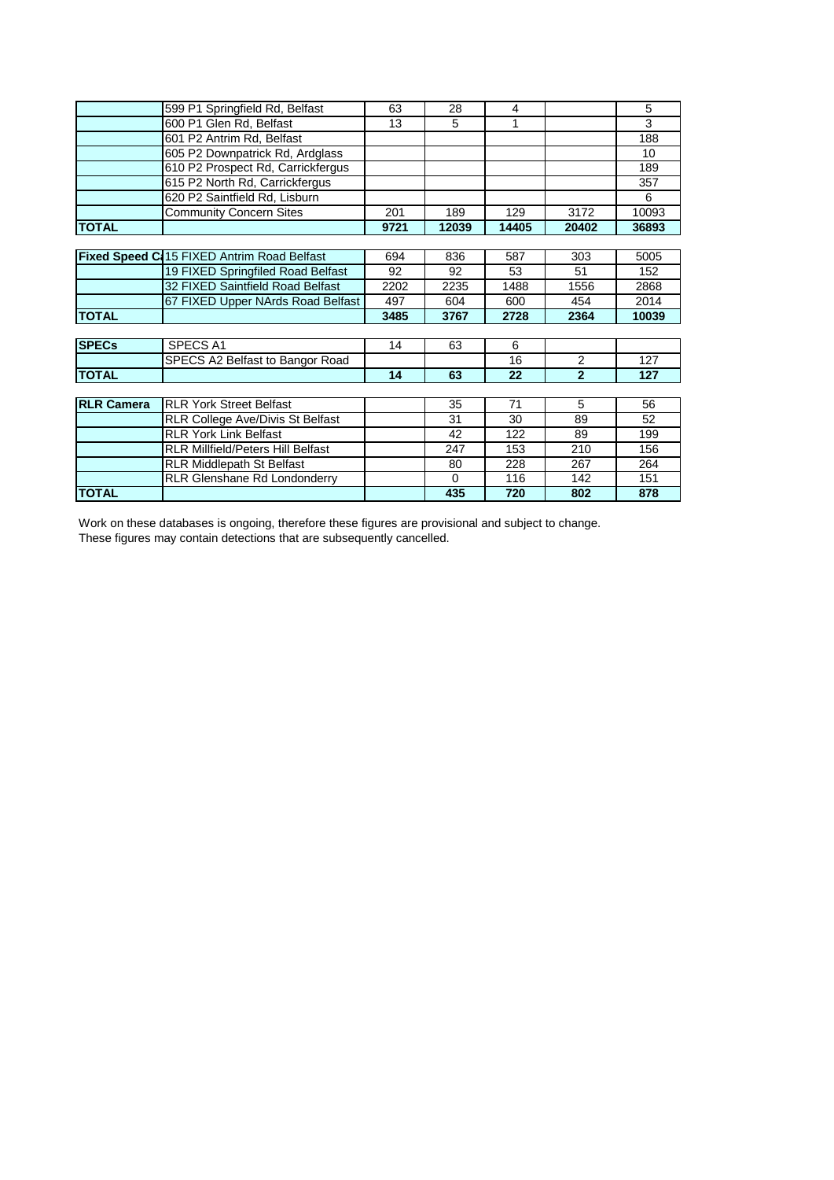| | | | | | | |
|---|---|---|---|---|---|---|
| | 599 P1 Springfield Rd, Belfast | 63 | 28 | 4 | | 5 |
| | 600 P1 Glen Rd, Belfast | 13 | 5 | 1 | | 3 |
| | 601 P2 Antrim Rd, Belfast | | | | | 188 |
| | 605 P2 Downpatrick Rd, Ardglass | | | | | 10 |
| | 610 P2 Prospect Rd, Carrickfergus | | | | | 189 |
| | 615 P2 North Rd, Carrickfergus | | | | | 357 |
| | 620 P2 Saintfield Rd, Lisburn | | | | | 6 |
| | Community Concern Sites | 201 | 189 | 129 | 3172 | 10093 |
| **TOTAL** | | **9721** | **12039** | **14405** | **20402** | **36893** |

| | | | | | | |
|---|---|---|---|---|---|---|
| **Fixed Speed C** | 15 FIXED Antrim Road Belfast | 694 | 836 | 587 | 303 | 5005 |
| | 19 FIXED Springfiled Road Belfast | 92 | 92 | 53 | 51 | 152 |
| | 32 FIXED Saintfield Road Belfast | 2202 | 2235 | 1488 | 1556 | 2868 |
| | 67 FIXED Upper NArds Road Belfast | 497 | 604 | 600 | 454 | 2014 |
| **TOTAL** | | **3485** | **3767** | **2728** | **2364** | **10039** |

| | | | | | | |
|---|---|---|---|---|---|---|
| **SPECs** | SPECS A1 | 14 | 63 | 6 | | |
| | SPECS A2 Belfast to Bangor Road | | | 16 | 2 | 127 |
| **TOTAL** | | **14** | **63** | **22** | **2** | **127** |

| | | | | | | |
|---|---|---|---|---|---|---|
| **RLR Camera** | RLR York Street Belfast | | 35 | 71 | 5 | 56 |
| | RLR College Ave/Divis St Belfast | | 31 | 30 | 89 | 52 |
| | RLR York Link Belfast | | 42 | 122 | 89 | 199 |
| | RLR Millfield/Peters Hill Belfast | | 247 | 153 | 210 | 156 |
| | RLR Middlepath St Belfast | | 80 | 228 | 267 | 264 |
| | RLR Glenshane Rd Londonderry | | 0 | 116 | 142 | 151 |
| **TOTAL** | | | **435** | **720** | **802** | **878** |

Work on these databases is ongoing, therefore these figures are provisional and subject to change.
These figures may contain detections that are subsequently cancelled.